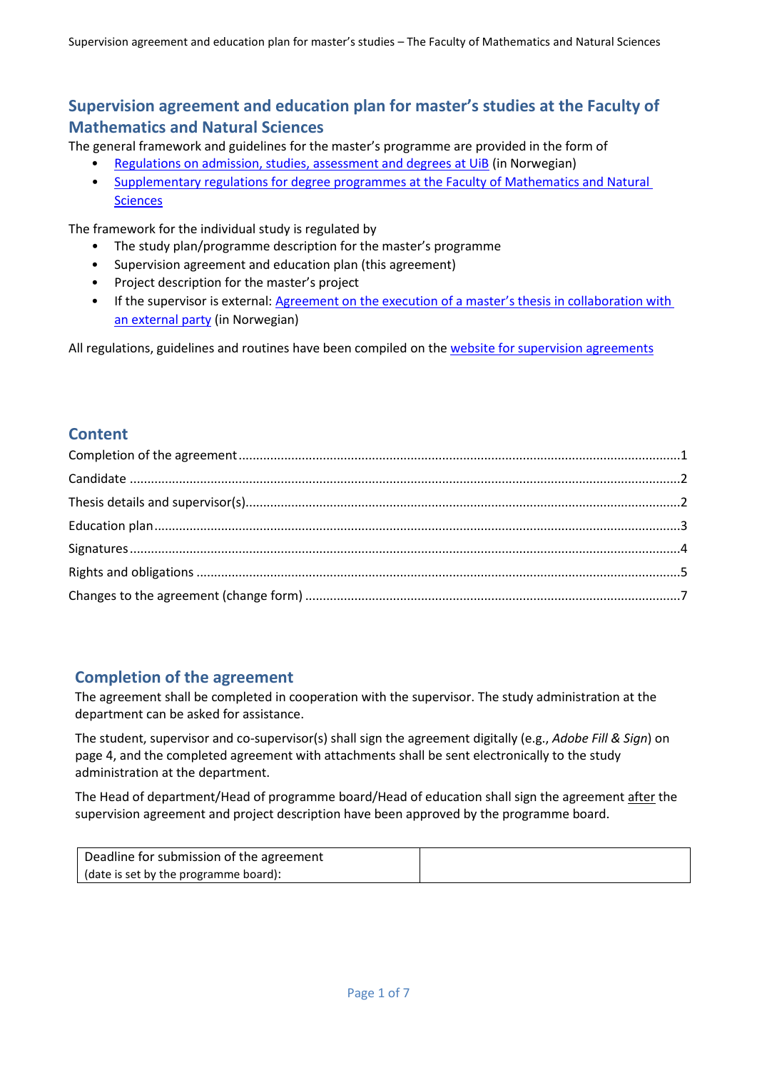## Supervision agreement and education plan for master's studies at the Faculty of Mathematics and Natural Sciences

The general framework and guidelines for the master's programme are provided in the form of

- Regulations on admission, studies, assessment and degrees at UiB (in Norwegian)
- Supplementary regulations for degree programmes at the Faculty of Mathematics and Natural Sciences

The framework for the individual study is regulated by

- The study plan/programme description for the master's programme
- Supervision agreement and education plan (this agreement)
- Project description for the master's project
- If the supervisor is external: Agreement on the execution of a master's thesis in collaboration with an external party (in Norwegian)

All regulations, guidelines and routines have been compiled on the website for supervision agreements

## Content

Completion of the agreement.....1
Candidate.....2
Thesis details and supervisor(s).....2
Education plan.....3
Signatures.....4
Rights and obligations.....5
Changes to the agreement (change form).....7

## Completion of the agreement

The agreement shall be completed in cooperation with the supervisor. The study administration at the department can be asked for assistance.

The student, supervisor and co-supervisor(s) shall sign the agreement digitally (e.g., *Adobe Fill & Sign*) on page 4, and the completed agreement with attachments shall be sent electronically to the study administration at the department.

The Head of department/Head of programme board/Head of education shall sign the agreement after the supervision agreement and project description have been approved by the programme board.

| Deadline for submission of the agreement (date is set by the programme board): | |
|---|---|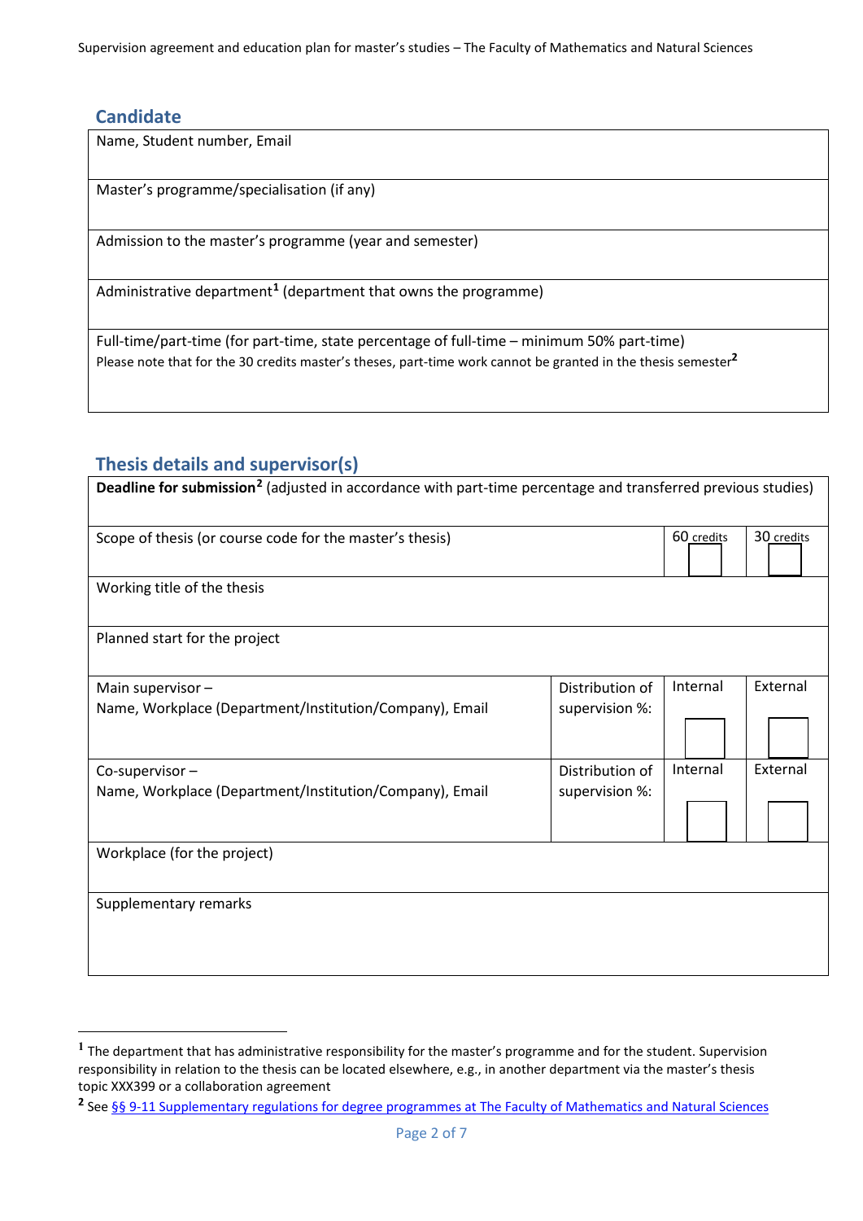## Candidate

| Name, Student number, Email |
|---|
| Master's programme/specialisation (if any) |
| Admission to the master's programme (year and semester) |
| Administrative department[1] (department that owns the programme) |
| Full-time/part-time (for part-time, state percentage of full-time – minimum 50% part-time)<br>Please note that for the 30 credits master's theses, part-time work cannot be granted in the thesis semester[2] |

## Thesis details and supervisor(s)

| **Deadline for submission**[2] (adjusted in accordance with part-time percentage and transferred previous studies) | | | |
|---|---|---|---|
| Scope of thesis (or course code for the master's thesis) | | 60 credits ☐ | 30 credits ☐ |
| Working title of the thesis | | | |
| Planned start for the project | | | |
| Main supervisor –<br>Name, Workplace (Department/Institution/Company), Email | Distribution of supervision %: | Internal ☐ | External ☐ |
| Co-supervisor –<br>Name, Workplace (Department/Institution/Company), Email | Distribution of supervision %: | Internal ☐ | External ☐ |
| Workplace (for the project) | | | |
| Supplementary remarks | | | |

[1] The department that has administrative responsibility for the master's programme and for the student. Supervision responsibility in relation to the thesis can be located elsewhere, e.g., in another department via the master's thesis topic XXX399 or a collaboration agreement

[2] See §§ 9-11 Supplementary regulations for degree programmes at The Faculty of Mathematics and Natural Sciences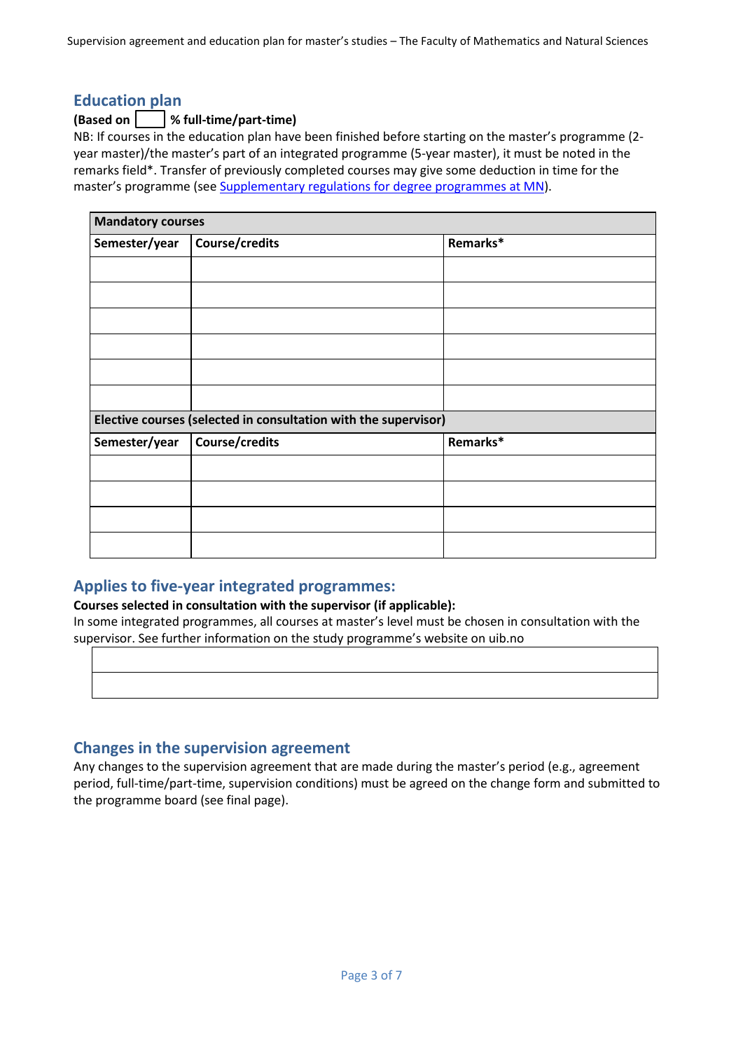## Education plan

**(Based on ☐ % full-time/part-time)**

NB: If courses in the education plan have been finished before starting on the master's programme (2-year master)/the master's part of an integrated programme (5-year master), it must be noted in the remarks field*. Transfer of previously completed courses may give some deduction in time for the master's programme (see [Supplementary regulations for degree programmes at MN](#)).

| **Mandatory courses** | | |
|---|---|---|
| **Semester/year** | **Course/credits** | **Remarks*** |
| | | |
| | | |
| | | |
| | | |
| | | |
| | | |
| **Elective courses (selected in consultation with the supervisor)** | | |
| **Semester/year** | **Course/credits** | **Remarks*** |
| | | |
| | | |
| | | |
| | | |

## Applies to five-year integrated programmes:

**Courses selected in consultation with the supervisor (if applicable):**

In some integrated programmes, all courses at master's level must be chosen in consultation with the supervisor. See further information on the study programme's website on uib.no

| |
|---|
| |
| |

## Changes in the supervision agreement

Any changes to the supervision agreement that are made during the master's period (e.g., agreement period, full-time/part-time, supervision conditions) must be agreed on the change form and submitted to the programme board (see final page).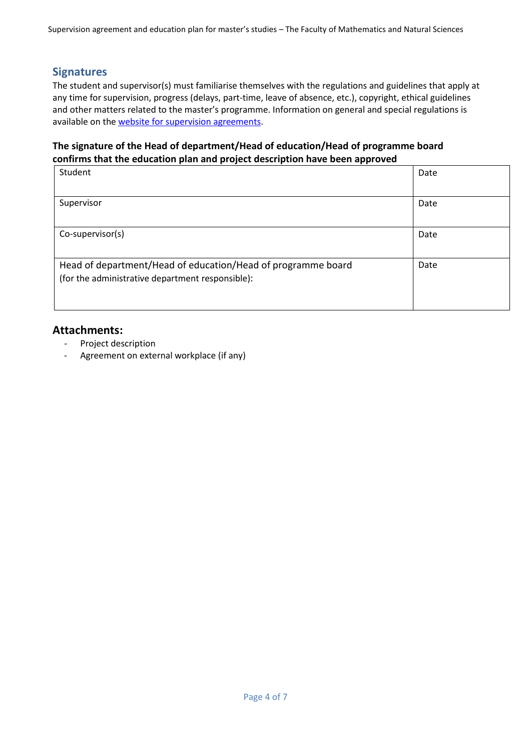## Signatures

The student and supervisor(s) must familiarise themselves with the regulations and guidelines that apply at any time for supervision, progress (delays, part-time, leave of absence, etc.), copyright, ethical guidelines and other matters related to the master's programme. Information on general and special regulations is available on the website for supervision agreements.

**The signature of the Head of department/Head of education/Head of programme board confirms that the education plan and project description have been approved**

| Student | Date |
|---|---|
| Supervisor | Date |
| Co-supervisor(s) | Date |
| Head of department/Head of education/Head of programme board (for the administrative department responsible): | Date |

## Attachments:

- Project description
- Agreement on external workplace (if any)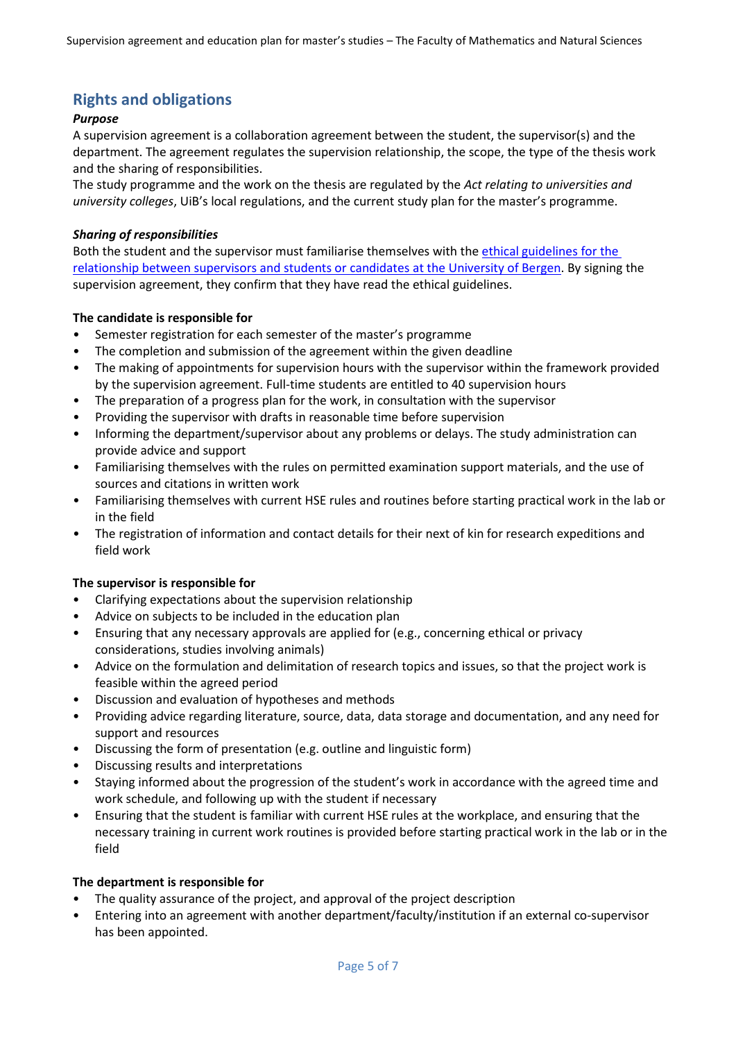## Rights and obligations

***Purpose***

A supervision agreement is a collaboration agreement between the student, the supervisor(s) and the department. The agreement regulates the supervision relationship, the scope, the type of the thesis work and the sharing of responsibilities.

The study programme and the work on the thesis are regulated by the *Act relating to universities and university colleges*, UiB's local regulations, and the current study plan for the master's programme.

***Sharing of responsibilities***

Both the student and the supervisor must familiarise themselves with the ethical guidelines for the relationship between supervisors and students or candidates at the University of Bergen. By signing the supervision agreement, they confirm that they have read the ethical guidelines.

**The candidate is responsible for**

- Semester registration for each semester of the master's programme
- The completion and submission of the agreement within the given deadline
- The making of appointments for supervision hours with the supervisor within the framework provided by the supervision agreement. Full-time students are entitled to 40 supervision hours
- The preparation of a progress plan for the work, in consultation with the supervisor
- Providing the supervisor with drafts in reasonable time before supervision
- Informing the department/supervisor about any problems or delays. The study administration can provide advice and support
- Familiarising themselves with the rules on permitted examination support materials, and the use of sources and citations in written work
- Familiarising themselves with current HSE rules and routines before starting practical work in the lab or in the field
- The registration of information and contact details for their next of kin for research expeditions and field work

**The supervisor is responsible for**

- Clarifying expectations about the supervision relationship
- Advice on subjects to be included in the education plan
- Ensuring that any necessary approvals are applied for (e.g., concerning ethical or privacy considerations, studies involving animals)
- Advice on the formulation and delimitation of research topics and issues, so that the project work is feasible within the agreed period
- Discussion and evaluation of hypotheses and methods
- Providing advice regarding literature, source, data, data storage and documentation, and any need for support and resources
- Discussing the form of presentation (e.g. outline and linguistic form)
- Discussing results and interpretations
- Staying informed about the progression of the student's work in accordance with the agreed time and work schedule, and following up with the student if necessary
- Ensuring that the student is familiar with current HSE rules at the workplace, and ensuring that the necessary training in current work routines is provided before starting practical work in the lab or in the field

**The department is responsible for**

- The quality assurance of the project, and approval of the project description
- Entering into an agreement with another department/faculty/institution if an external co-supervisor has been appointed.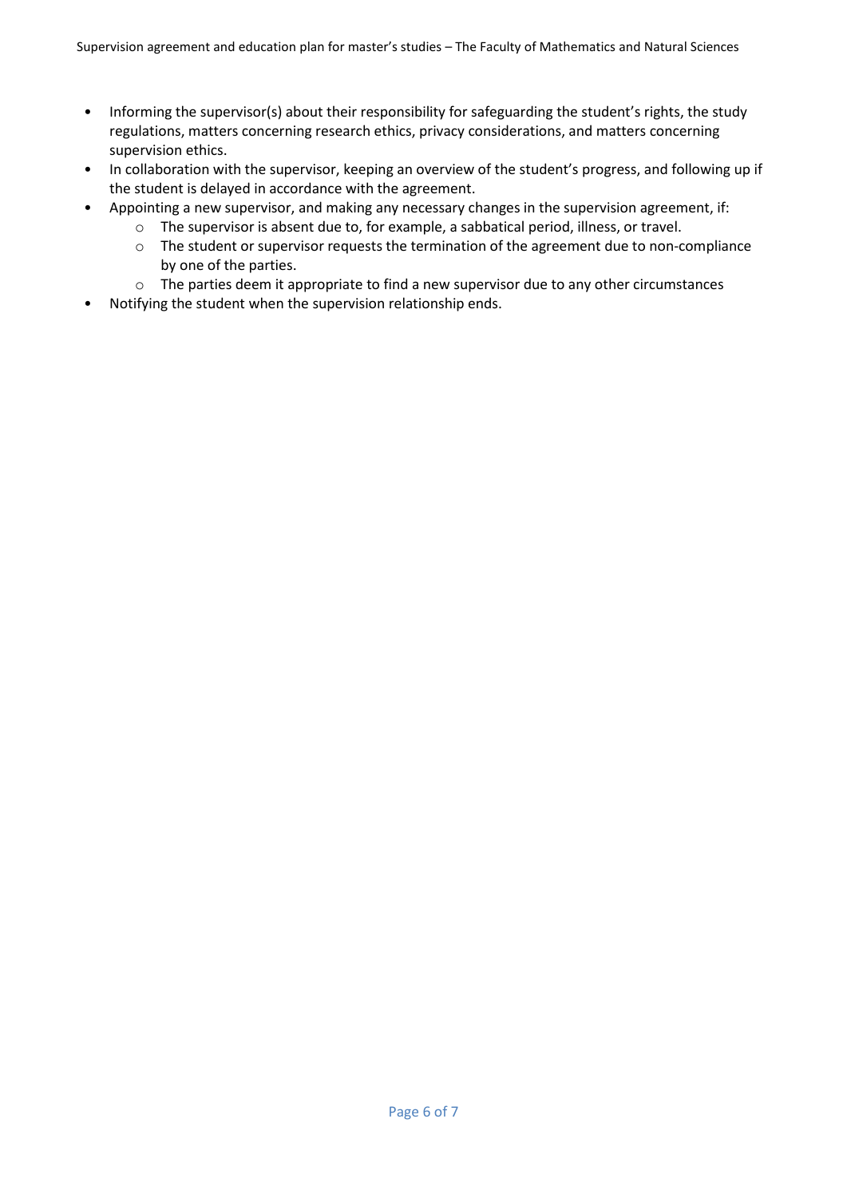- Informing the supervisor(s) about their responsibility for safeguarding the student's rights, the study regulations, matters concerning research ethics, privacy considerations, and matters concerning supervision ethics.
- In collaboration with the supervisor, keeping an overview of the student's progress, and following up if the student is delayed in accordance with the agreement.
- Appointing a new supervisor, and making any necessary changes in the supervision agreement, if:
  - The supervisor is absent due to, for example, a sabbatical period, illness, or travel.
  - The student or supervisor requests the termination of the agreement due to non-compliance by one of the parties.
  - The parties deem it appropriate to find a new supervisor due to any other circumstances
- Notifying the student when the supervision relationship ends.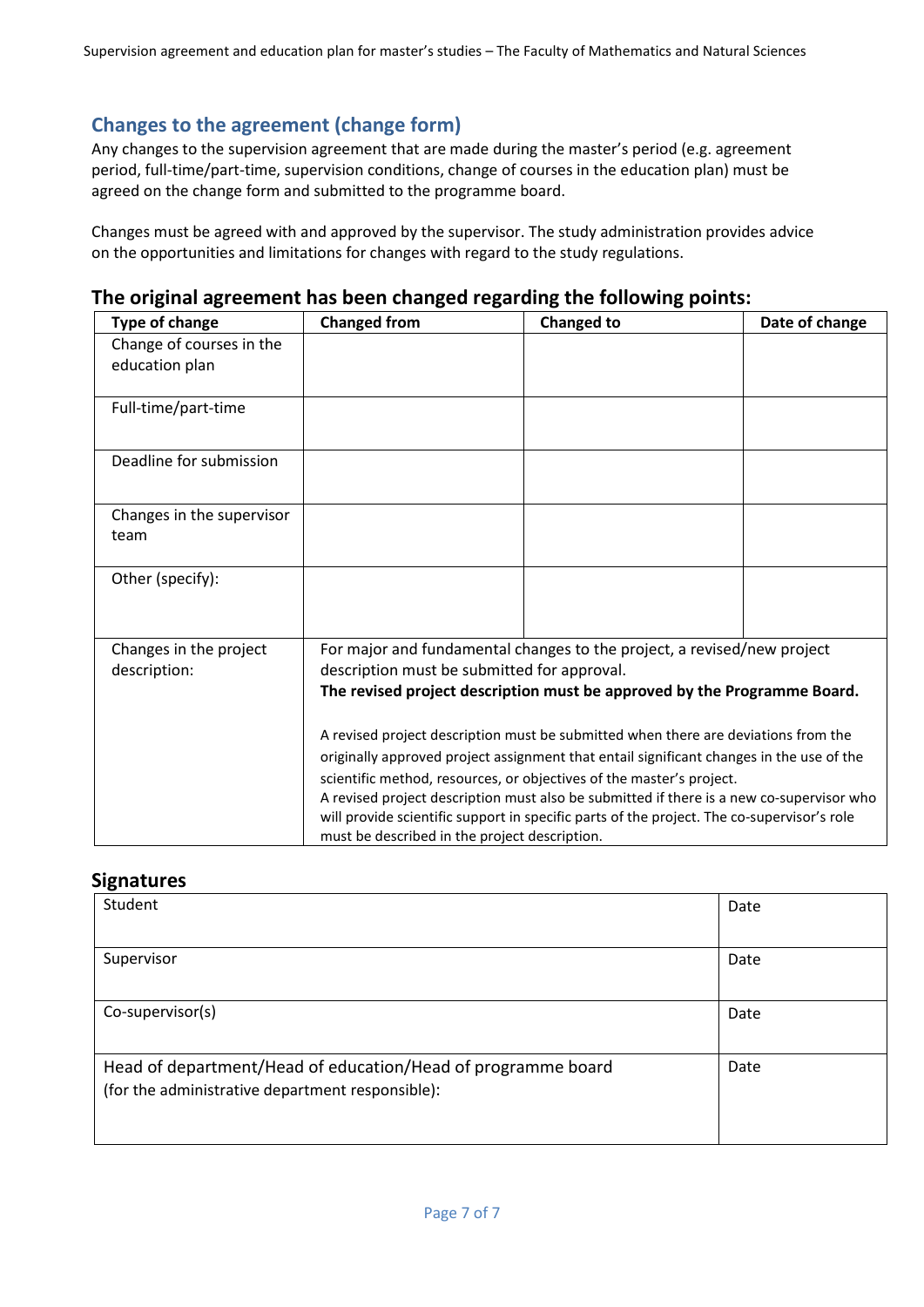## Changes to the agreement (change form)

Any changes to the supervision agreement that are made during the master's period (e.g. agreement period, full-time/part-time, supervision conditions, change of courses in the education plan) must be agreed on the change form and submitted to the programme board.

Changes must be agreed with and approved by the supervisor. The study administration provides advice on the opportunities and limitations for changes with regard to the study regulations.

### The original agreement has been changed regarding the following points:

| Type of change | Changed from | Changed to | Date of change |
|---|---|---|---|
| Change of courses in the education plan | | | |
| Full-time/part-time | | | |
| Deadline for submission | | | |
| Changes in the supervisor team | | | |
| Other (specify): | | | |
| Changes in the project description: | For major and fundamental changes to the project, a revised/new project description must be submitted for approval. **The revised project description must be approved by the Programme Board.** A revised project description must be submitted when there are deviations from the originally approved project assignment that entail significant changes in the use of the scientific method, resources, or objectives of the master's project. A revised project description must also be submitted if there is a new co-supervisor who will provide scientific support in specific parts of the project. The co-supervisor's role must be described in the project description. | | |

### Signatures

| | |
|---|---|
| Student | Date |
| Supervisor | Date |
| Co-supervisor(s) | Date |
| Head of department/Head of education/Head of programme board (for the administrative department responsible): | Date |